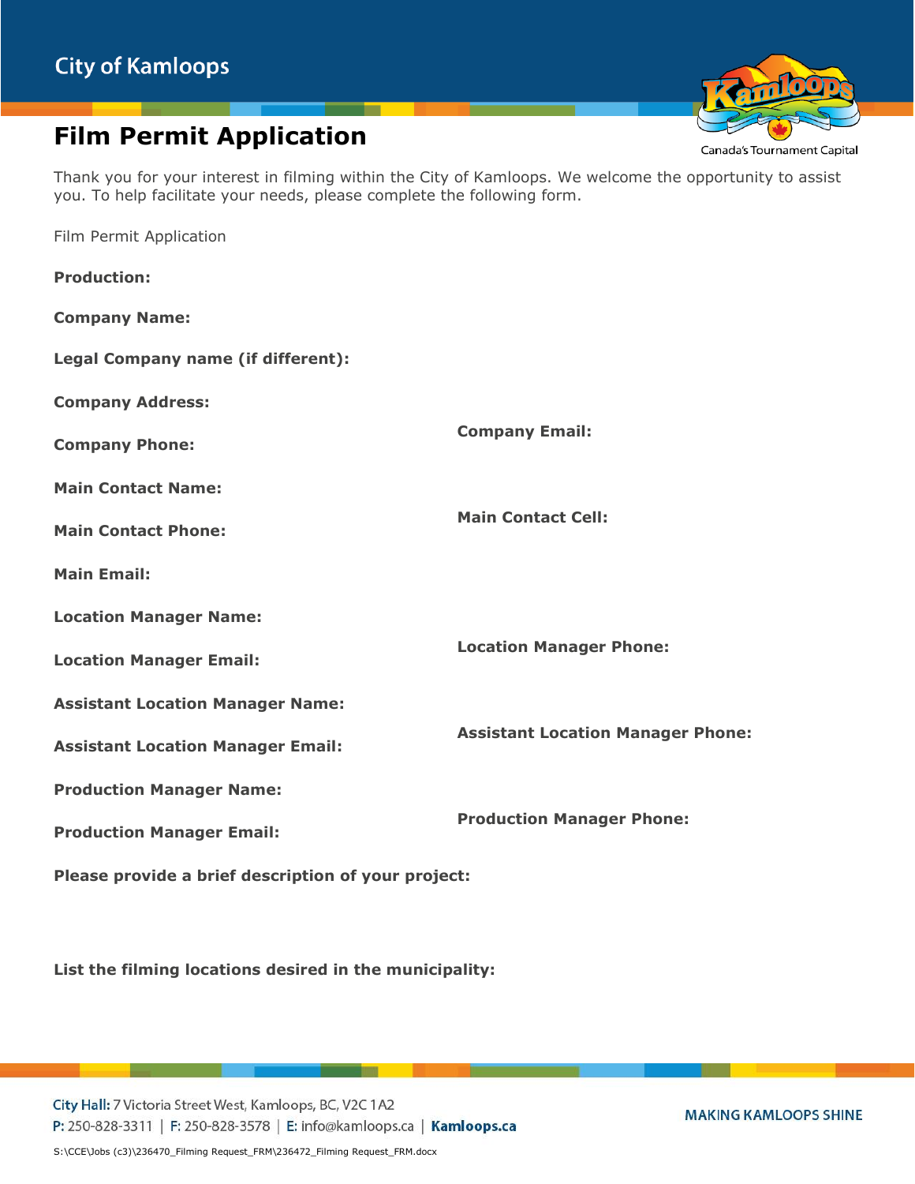City of Kamloops

# Film Permit Application

Canada's Tournament Capital

Thank you for your interest in filming within the City of Kamloops. We welcome the opportunity to assist you. To help facilitate your needs, please complete the following form.

Film Permit Application

**Production:**

**Company Name:**

**Legal Company name (if different):**

**Company Address:**

**Company Phone:**

**Company Email:**

**Main Contact Name:**

**Main Contact Phone:**

**Main Contact Cell:**

**Main Email:**

**Location Manager Name:**

**Location Manager Email:**

**Location Manager Phone:**

**Assistant Location Manager Name:**

**Assistant Location Manager Email:**

**Assistant Location Manager Phone:**

**Production Manager Name:**

**Production Manager Email:**

**Production Manager Phone:**

**Please provide a brief description of your project:**

**List the filming locations desired in the municipality:**

City Hall: 7 Victoria Street West, Kamloops, BC, V2C 1A2
P: 250-828-3311 | F: 250-828-3578 | E: info@kamloops.ca | **Kamloops.ca**

MAKING KAMLOOPS SHINE

S:\CCE\Jobs (c3)\236470_Filming Request_FRM\236472_Filming Request_FRM.docx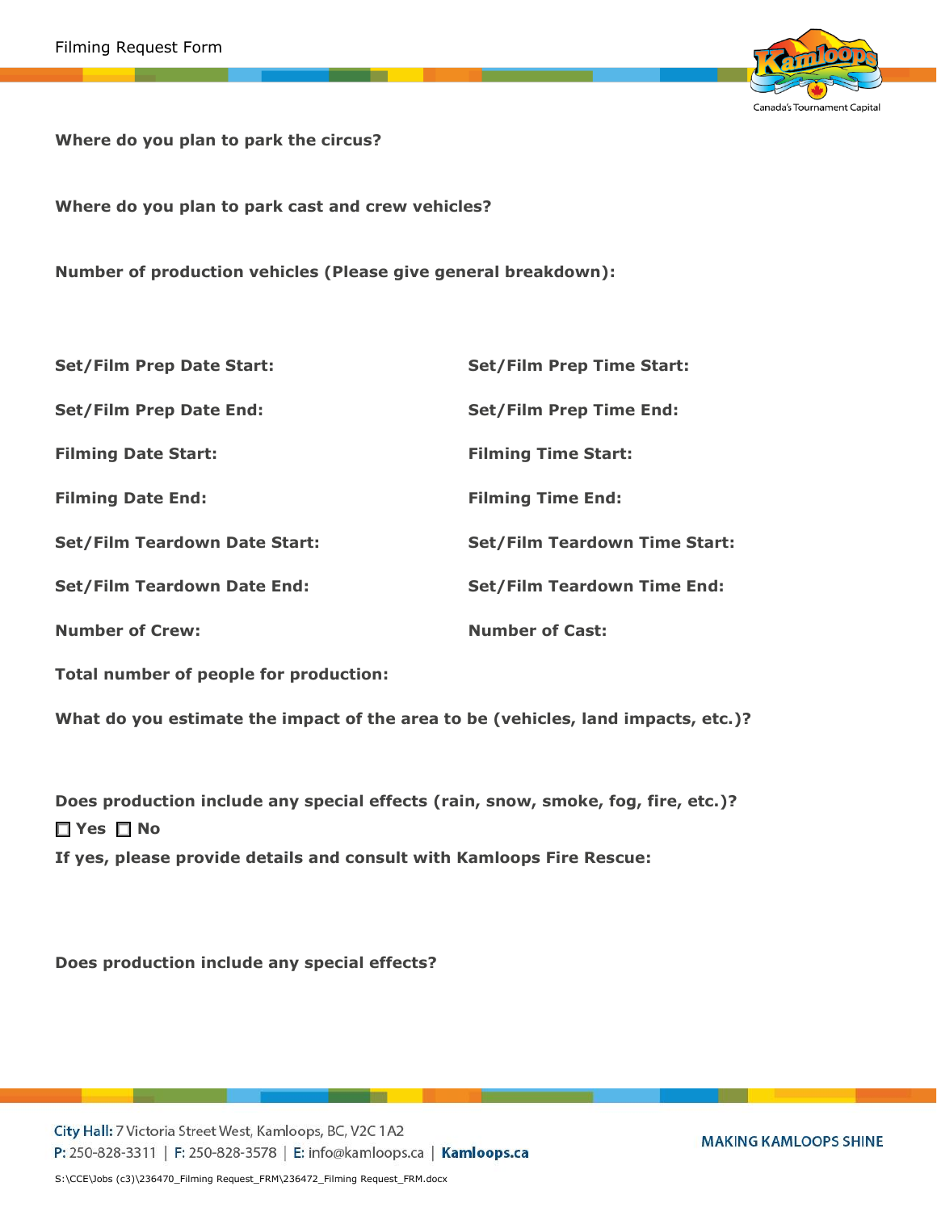**Where do you plan to park the circus?**

**Where do you plan to park cast and crew vehicles?**

**Number of production vehicles (Please give general breakdown):**

**Set/Film Prep Date Start:**

**Set/Film Prep Time Start:**

**Set/Film Prep Date End:**

**Set/Film Prep Time End:**

**Filming Date Start:**

**Filming Time Start:**

**Filming Date End:**

**Filming Time End:**

**Set/Film Teardown Date Start:**

**Set/Film Teardown Time Start:**

**Set/Film Teardown Date End:**

**Set/Film Teardown Time End:**

**Number of Crew:**

**Number of Cast:**

**Total number of people for production:**

**What do you estimate the impact of the area to be (vehicles, land impacts, etc.)?**

**Does production include any special effects (rain, snow, smoke, fog, fire, etc.)?**

☐ **Yes** ☐ **No**

**If yes, please provide details and consult with Kamloops Fire Rescue:**

**Does production include any special effects?**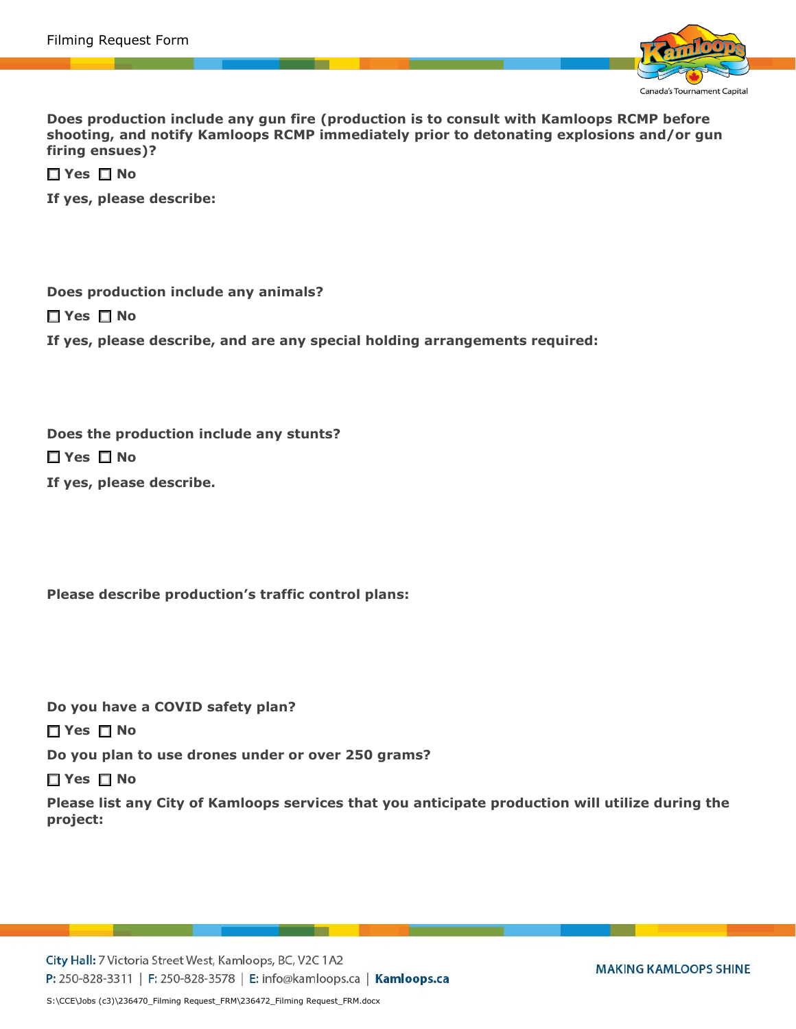**Does production include any gun fire (production is to consult with Kamloops RCMP before shooting, and notify Kamloops RCMP immediately prior to detonating explosions and/or gun firing ensues)?**

☐ **Yes** ☐ **No**

**If yes, please describe:**

**Does production include any animals?**

☐ **Yes** ☐ **No**

**If yes, please describe, and are any special holding arrangements required:**

**Does the production include any stunts?**

☐ **Yes** ☐ **No**

**If yes, please describe.**

**Please describe production's traffic control plans:**

**Do you have a COVID safety plan?**

☐ **Yes** ☐ **No**

**Do you plan to use drones under or over 250 grams?**

☐ **Yes** ☐ **No**

**Please list any City of Kamloops services that you anticipate production will utilize during the project:**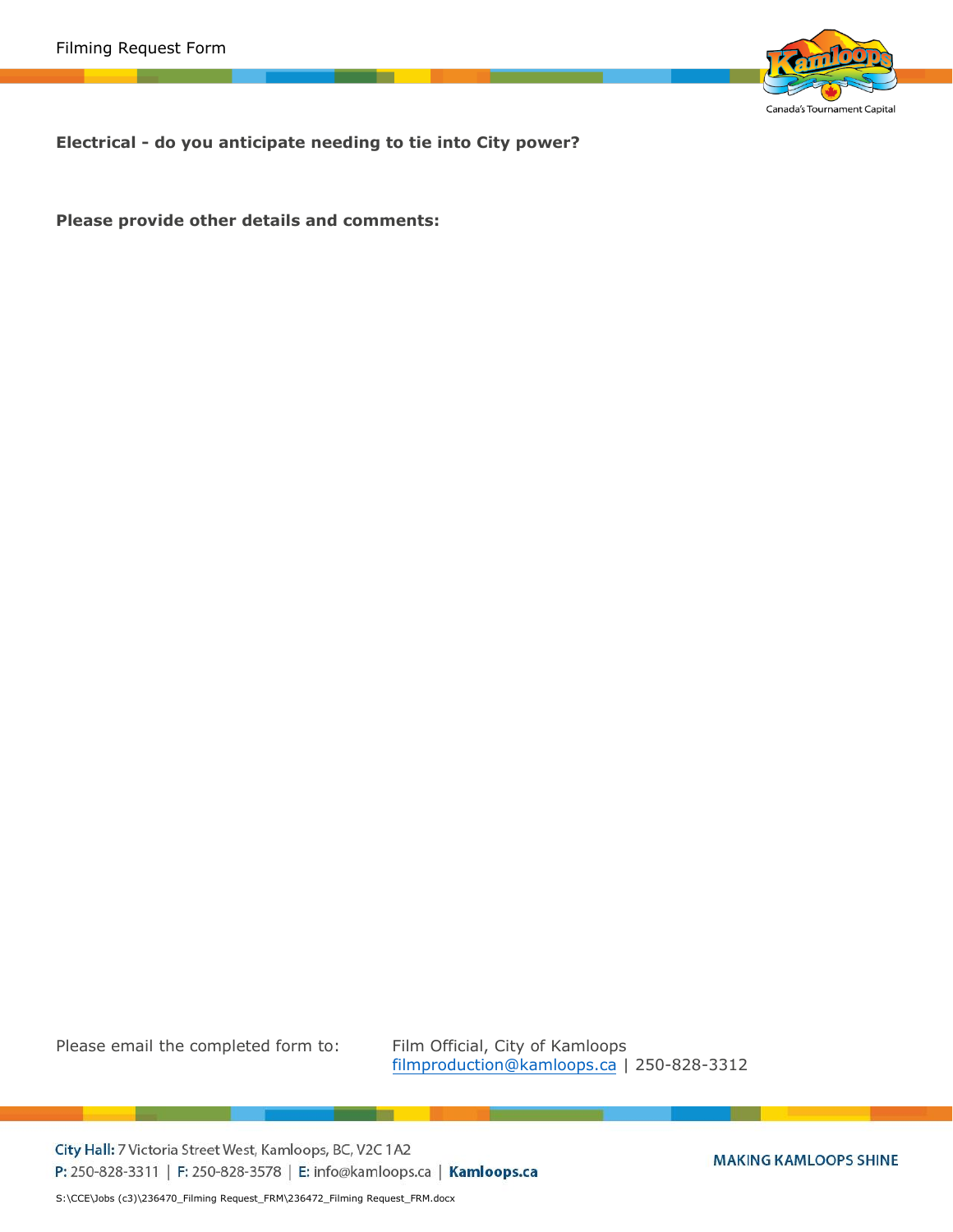**Electrical - do you anticipate needing to tie into City power?**

**Please provide other details and comments:**

Please email the completed form to: Film Official, City of Kamloops
filmproduction@kamloops.ca | 250-828-3312